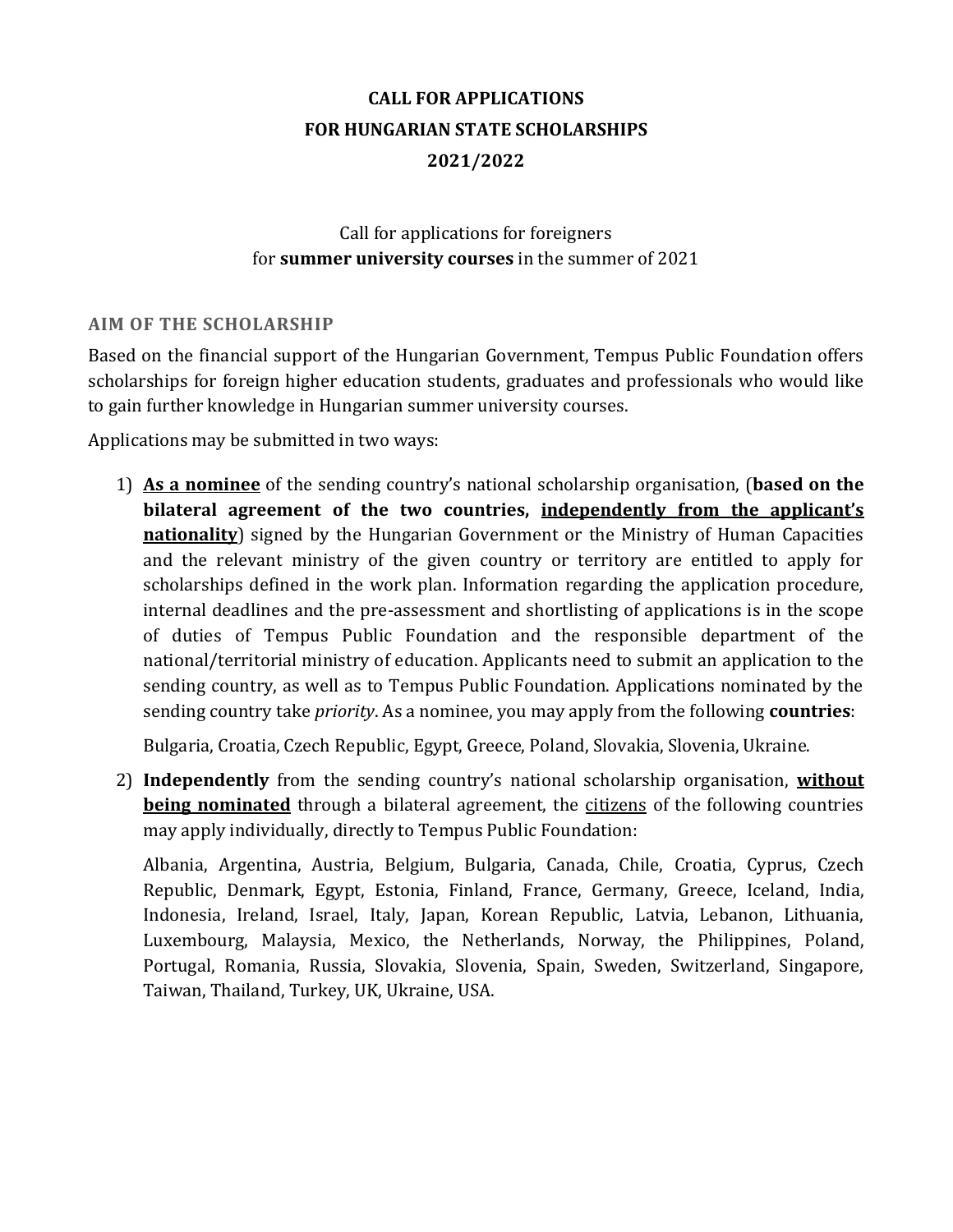# CALL FOR APPLICATIONS
# FOR HUNGARIAN STATE SCHOLARSHIPS
# 2021/2022

Call for applications for foreigners
for **summer university courses** in the summer of 2021

## AIM OF THE SCHOLARSHIP

Based on the financial support of the Hungarian Government, Tempus Public Foundation offers scholarships for foreign higher education students, graduates and professionals who would like to gain further knowledge in Hungarian summer university courses.

Applications may be submitted in two ways:

1) **<u>As a nominee</u>** of the sending country's national scholarship organisation, (**based on the bilateral agreement of the two countries, <u>independently from the applicant's nationality</u>**) signed by the Hungarian Government or the Ministry of Human Capacities and the relevant ministry of the given country or territory are entitled to apply for scholarships defined in the work plan. Information regarding the application procedure, internal deadlines and the pre-assessment and shortlisting of applications is in the scope of duties of Tempus Public Foundation and the responsible department of the national/territorial ministry of education. Applicants need to submit an application to the sending country, as well as to Tempus Public Foundation. Applications nominated by the sending country take *priority*. As a nominee, you may apply from the following **countries**:

   Bulgaria, Croatia, Czech Republic, Egypt, Greece, Poland, Slovakia, Slovenia, Ukraine.

2) **Independently** from the sending country's national scholarship organisation, **<u>without being nominated</u>** through a bilateral agreement, the <u>citizens</u> of the following countries may apply individually, directly to Tempus Public Foundation:

   Albania, Argentina, Austria, Belgium, Bulgaria, Canada, Chile, Croatia, Cyprus, Czech Republic, Denmark, Egypt, Estonia, Finland, France, Germany, Greece, Iceland, India, Indonesia, Ireland, Israel, Italy, Japan, Korean Republic, Latvia, Lebanon, Lithuania, Luxembourg, Malaysia, Mexico, the Netherlands, Norway, the Philippines, Poland, Portugal, Romania, Russia, Slovakia, Slovenia, Spain, Sweden, Switzerland, Singapore, Taiwan, Thailand, Turkey, UK, Ukraine, USA.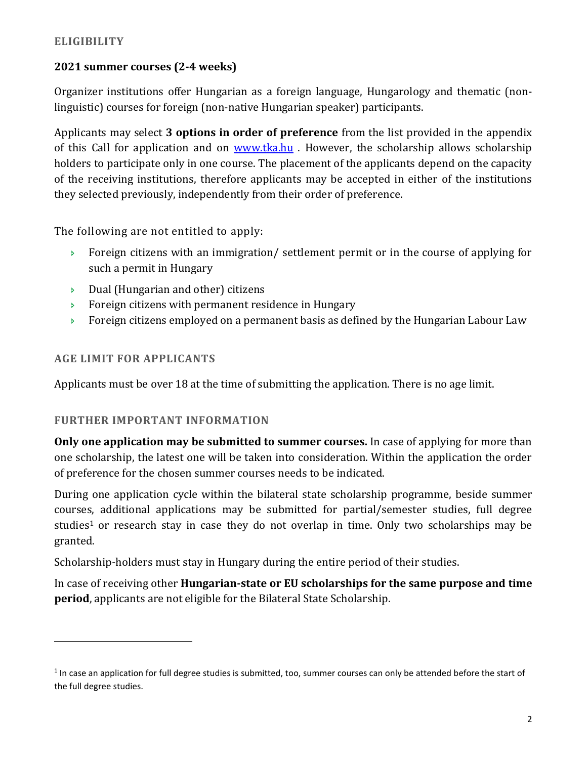## ELIGIBILITY

### 2021 summer courses (2-4 weeks)

Organizer institutions offer Hungarian as a foreign language, Hungarology and thematic (non-linguistic) courses for foreign (non-native Hungarian speaker) participants.

Applicants may select **3 options in order of preference** from the list provided in the appendix of this Call for application and on [www.tka.hu](http://www.tka.hu) . However, the scholarship allows scholarship holders to participate only in one course. The placement of the applicants depend on the capacity of the receiving institutions, therefore applicants may be accepted in either of the institutions they selected previously, independently from their order of preference.

The following are not entitled to apply:

- Foreign citizens with an immigration/ settlement permit or in the course of applying for such a permit in Hungary
- Dual (Hungarian and other) citizens
- Foreign citizens with permanent residence in Hungary
- Foreign citizens employed on a permanent basis as defined by the Hungarian Labour Law

## AGE LIMIT FOR APPLICANTS

Applicants must be over 18 at the time of submitting the application. There is no age limit.

## FURTHER IMPORTANT INFORMATION

**Only one application may be submitted to summer courses.** In case of applying for more than one scholarship, the latest one will be taken into consideration. Within the application the order of preference for the chosen summer courses needs to be indicated.

During one application cycle within the bilateral state scholarship programme, beside summer courses, additional applications may be submitted for partial/semester studies, full degree studies[1] or research stay in case they do not overlap in time. Only two scholarships may be granted.

Scholarship-holders must stay in Hungary during the entire period of their studies.

In case of receiving other **Hungarian-state or EU scholarships for the same purpose and time period**, applicants are not eligible for the Bilateral State Scholarship.

---

[1] In case an application for full degree studies is submitted, too, summer courses can only be attended before the start of the full degree studies.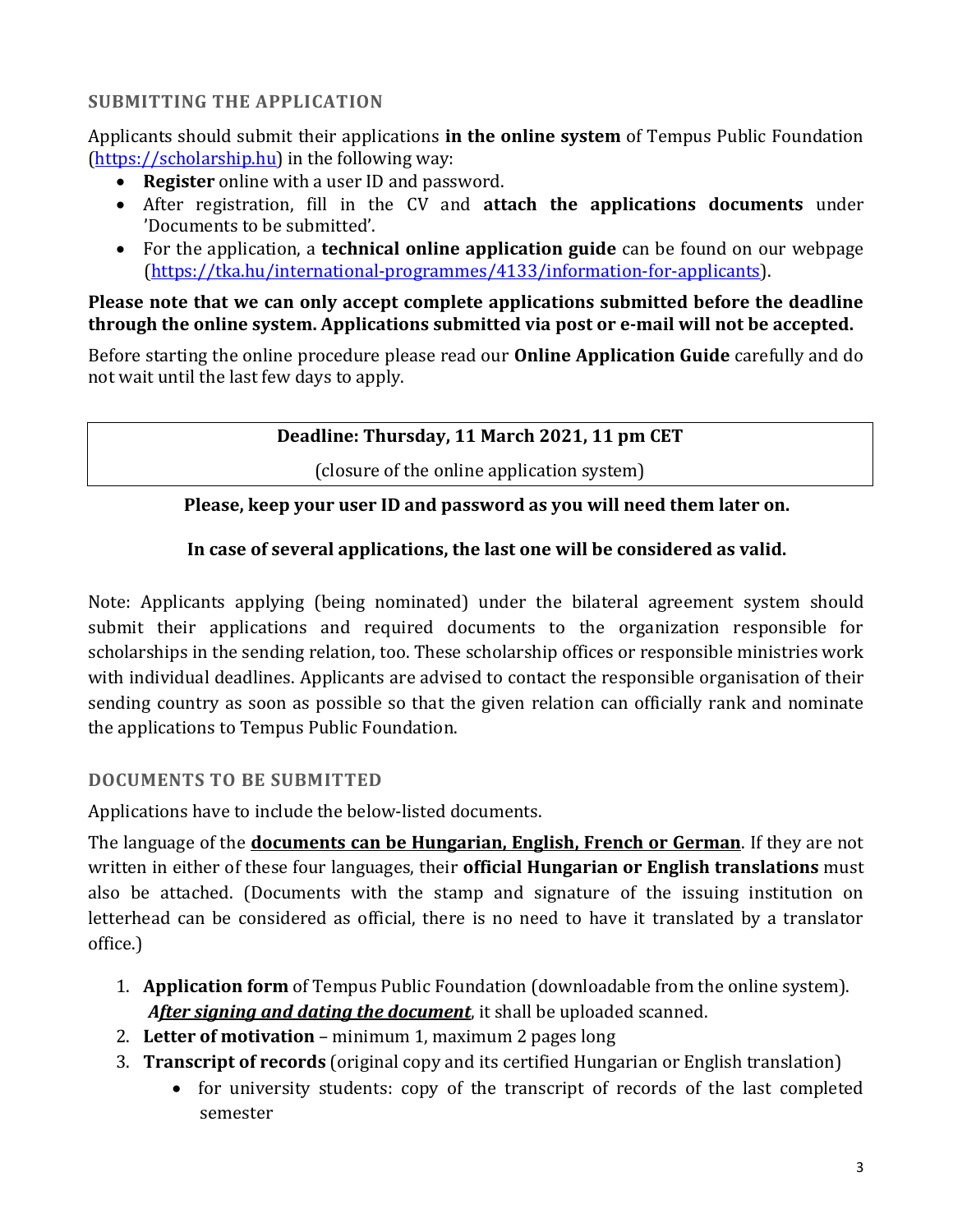## SUBMITTING THE APPLICATION

Applicants should submit their applications **in the online system** of Tempus Public Foundation (https://scholarship.hu) in the following way:

- **Register** online with a user ID and password.
- After registration, fill in the CV and **attach the applications documents** under 'Documents to be submitted'.
- For the application, a **technical online application guide** can be found on our webpage (https://tka.hu/international-programmes/4133/information-for-applicants).

**Please note that we can only accept complete applications submitted before the deadline through the online system. Applications submitted via post or e-mail will not be accepted.**

Before starting the online procedure please read our **Online Application Guide** carefully and do not wait until the last few days to apply.

| **Deadline: Thursday, 11 March 2021, 11 pm CET** |
|---|
| (closure of the online application system) |

**Please, keep your user ID and password as you will need them later on.**

**In case of several applications, the last one will be considered as valid.**

Note: Applicants applying (being nominated) under the bilateral agreement system should submit their applications and required documents to the organization responsible for scholarships in the sending relation, too. These scholarship offices or responsible ministries work with individual deadlines. Applicants are advised to contact the responsible organisation of their sending country as soon as possible so that the given relation can officially rank and nominate the applications to Tempus Public Foundation.

## DOCUMENTS TO BE SUBMITTED

Applications have to include the below-listed documents.

The language of the **documents can be Hungarian, English, French or German**. If they are not written in either of these four languages, their **official Hungarian or English translations** must also be attached. (Documents with the stamp and signature of the issuing institution on letterhead can be considered as official, there is no need to have it translated by a translator office.)

1. **Application form** of Tempus Public Foundation (downloadable from the online system). ***After signing and dating the document***, it shall be uploaded scanned.
2. **Letter of motivation** – minimum 1, maximum 2 pages long
3. **Transcript of records** (original copy and its certified Hungarian or English translation)
   - for university students: copy of the transcript of records of the last completed semester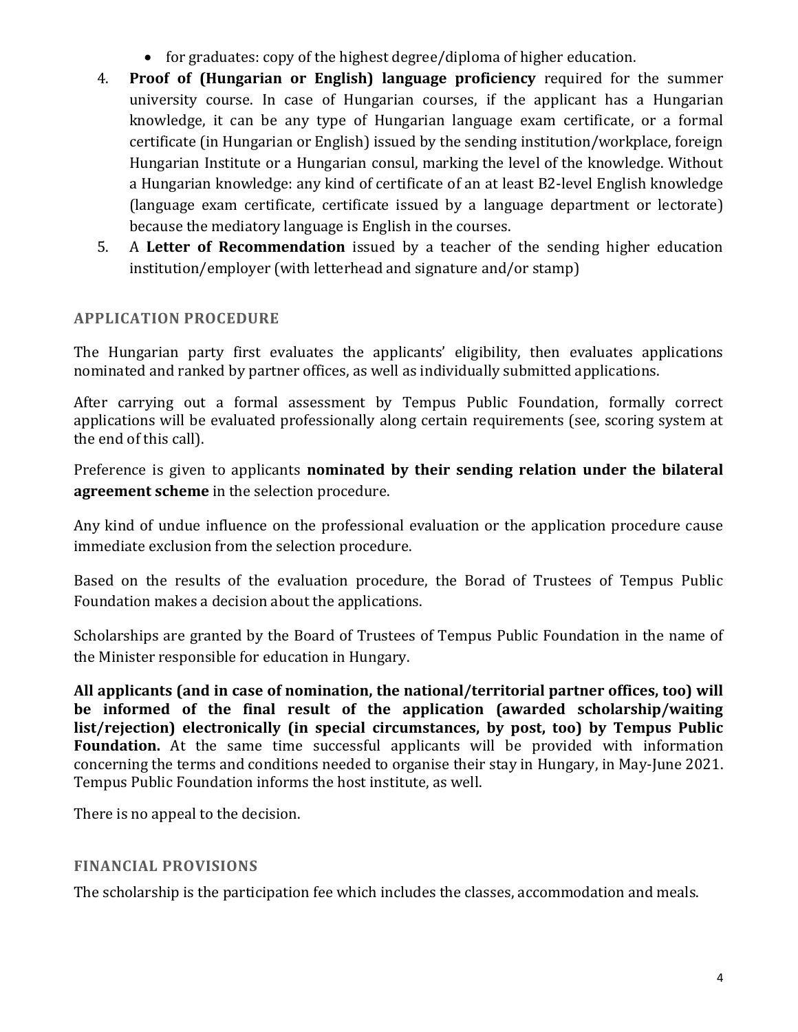- for graduates: copy of the highest degree/diploma of higher education.

4. **Proof of (Hungarian or English) language proficiency** required for the summer university course. In case of Hungarian courses, if the applicant has a Hungarian knowledge, it can be any type of Hungarian language exam certificate, or a formal certificate (in Hungarian or English) issued by the sending institution/workplace, foreign Hungarian Institute or a Hungarian consul, marking the level of the knowledge. Without a Hungarian knowledge: any kind of certificate of an at least B2-level English knowledge (language exam certificate, certificate issued by a language department or lectorate) because the mediatory language is English in the courses.
5. A **Letter of Recommendation** issued by a teacher of the sending higher education institution/employer (with letterhead and signature and/or stamp)

## APPLICATION PROCEDURE

The Hungarian party first evaluates the applicants' eligibility, then evaluates applications nominated and ranked by partner offices, as well as individually submitted applications.

After carrying out a formal assessment by Tempus Public Foundation, formally correct applications will be evaluated professionally along certain requirements (see, scoring system at the end of this call).

Preference is given to applicants **nominated by their sending relation under the bilateral agreement scheme** in the selection procedure.

Any kind of undue influence on the professional evaluation or the application procedure cause immediate exclusion from the selection procedure.

Based on the results of the evaluation procedure, the Borad of Trustees of Tempus Public Foundation makes a decision about the applications.

Scholarships are granted by the Board of Trustees of Tempus Public Foundation in the name of the Minister responsible for education in Hungary.

**All applicants (and in case of nomination, the national/territorial partner offices, too) will be informed of the final result of the application (awarded scholarship/waiting list/rejection) electronically (in special circumstances, by post, too) by Tempus Public Foundation.** At the same time successful applicants will be provided with information concerning the terms and conditions needed to organise their stay in Hungary, in May-June 2021. Tempus Public Foundation informs the host institute, as well.

There is no appeal to the decision.

## FINANCIAL PROVISIONS

The scholarship is the participation fee which includes the classes, accommodation and meals.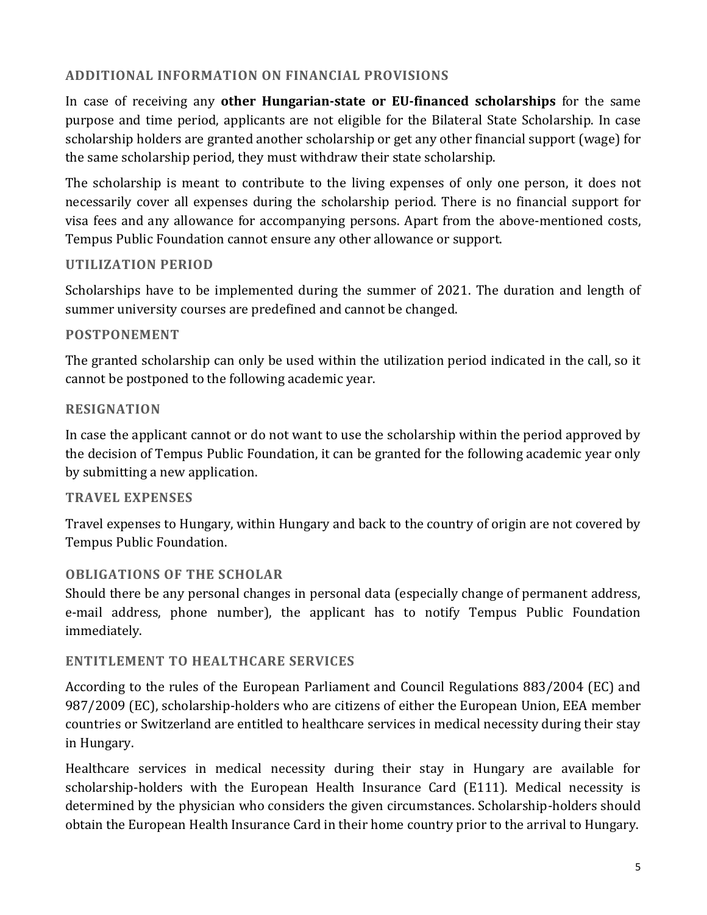## ADDITIONAL INFORMATION ON FINANCIAL PROVISIONS

In case of receiving any **other Hungarian-state or EU-financed scholarships** for the same purpose and time period, applicants are not eligible for the Bilateral State Scholarship. In case scholarship holders are granted another scholarship or get any other financial support (wage) for the same scholarship period, they must withdraw their state scholarship.

The scholarship is meant to contribute to the living expenses of only one person, it does not necessarily cover all expenses during the scholarship period. There is no financial support for visa fees and any allowance for accompanying persons. Apart from the above-mentioned costs, Tempus Public Foundation cannot ensure any other allowance or support.

## UTILIZATION PERIOD

Scholarships have to be implemented during the summer of 2021. The duration and length of summer university courses are predefined and cannot be changed.

## POSTPONEMENT

The granted scholarship can only be used within the utilization period indicated in the call, so it cannot be postponed to the following academic year.

## RESIGNATION

In case the applicant cannot or do not want to use the scholarship within the period approved by the decision of Tempus Public Foundation, it can be granted for the following academic year only by submitting a new application.

## TRAVEL EXPENSES

Travel expenses to Hungary, within Hungary and back to the country of origin are not covered by Tempus Public Foundation.

## OBLIGATIONS OF THE SCHOLAR

Should there be any personal changes in personal data (especially change of permanent address, e-mail address, phone number), the applicant has to notify Tempus Public Foundation immediately.

## ENTITLEMENT TO HEALTHCARE SERVICES

According to the rules of the European Parliament and Council Regulations 883/2004 (EC) and 987/2009 (EC), scholarship-holders who are citizens of either the European Union, EEA member countries or Switzerland are entitled to healthcare services in medical necessity during their stay in Hungary.

Healthcare services in medical necessity during their stay in Hungary are available for scholarship-holders with the European Health Insurance Card (E111). Medical necessity is determined by the physician who considers the given circumstances. Scholarship-holders should obtain the European Health Insurance Card in their home country prior to the arrival to Hungary.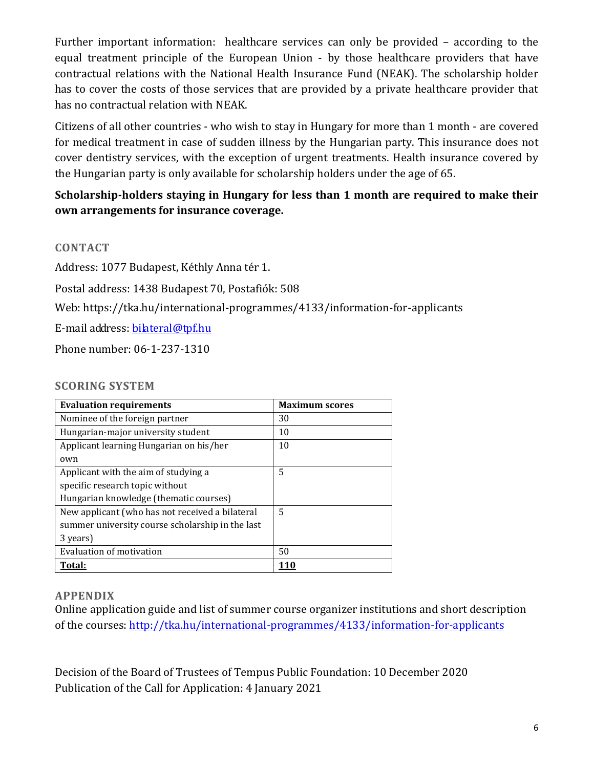Further important information: healthcare services can only be provided – according to the equal treatment principle of the European Union - by those healthcare providers that have contractual relations with the National Health Insurance Fund (NEAK). The scholarship holder has to cover the costs of those services that are provided by a private healthcare provider that has no contractual relation with NEAK.

Citizens of all other countries - who wish to stay in Hungary for more than 1 month - are covered for medical treatment in case of sudden illness by the Hungarian party. This insurance does not cover dentistry services, with the exception of urgent treatments. Health insurance covered by the Hungarian party is only available for scholarship holders under the age of 65.

**Scholarship-holders staying in Hungary for less than 1 month are required to make their own arrangements for insurance coverage.**

## CONTACT

Address: 1077 Budapest, Késhly Anna tér 1.

Postal address: 1438 Budapest 70, Postafiók: 508

Web: https://tka.hu/international-programmes/4133/information-for-applicants

E-mail address: bilateral@tpf.hu

Phone number: 06-1-237-1310

## SCORING SYSTEM

| Evaluation requirements | Maximum scores |
|---|---|
| Nominee of the foreign partner | 30 |
| Hungarian-major university student | 10 |
| Applicant learning Hungarian on his/her own | 10 |
| Applicant with the aim of studying a specific research topic without Hungarian knowledge (thematic courses) | 5 |
| New applicant (who has not received a bilateral summer university course scholarship in the last 3 years) | 5 |
| Evaluation of motivation | 50 |
| **Total:** | **110** |

## APPENDIX

Online application guide and list of summer course organizer institutions and short description of the courses: http://tka.hu/international-programmes/4133/information-for-applicants

Decision of the Board of Trustees of Tempus Public Foundation: 10 December 2020
Publication of the Call for Application: 4 January 2021